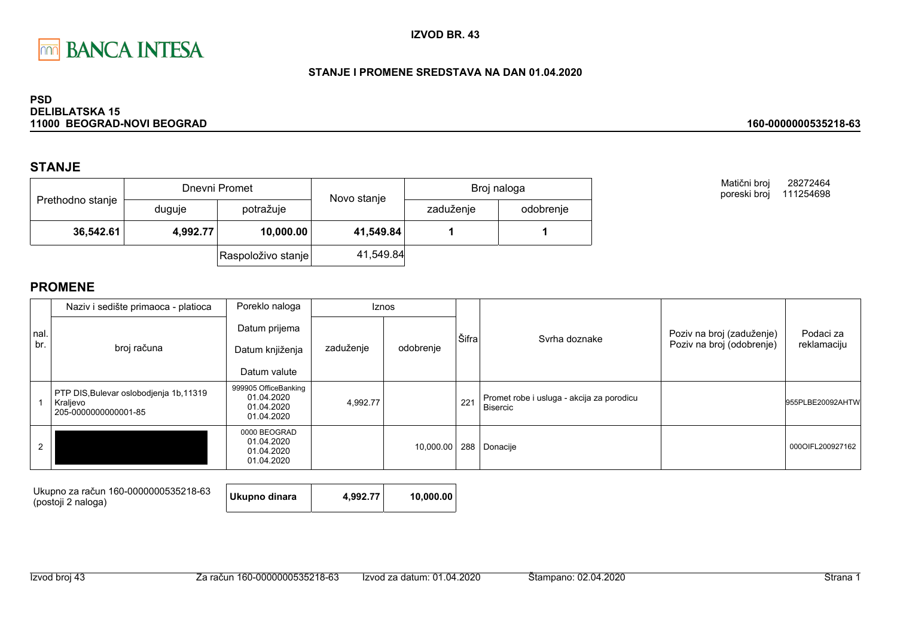BANCA INTESA

**IZVOD BR. 43**

**STANJE I PROMENE SREDSTAVA NA DAN 01.04.2020**

**PSD**
**DELIBLATSKA 15**
**11000 BEOGRAD-NOVI BEOGRAD**

**160-0000000535218-63**

## STANJE

| Prethodno stanje | Dnevni Promet | | Novo stanje | Broj naloga | |
|---|---|---|---|---|---|
| | duguje | potražuje | | zaduženje | odobrenje |
| **36,542.61** | **4,992.77** | **10,000.00** | **41,549.84** | **1** | **1** |
| | | Raspoloživo stanje | 41,549.84 | | |

Matični broj 28272464
poreski broj 111254698

## PROMENE

| nal. br. | Naziv i sedište primaoca - platioca / broj računa | Poreklo naloga / Datum prijema / Datum knjiženja / Datum valute | Iznos zaduženje | Iznos odobrenje | Šifra | Svrha doznake | Poziv na broj (zaduženje) / Poziv na broj (odobrenje) | Podaci za reklamaciju |
|---|---|---|---|---|---|---|---|---|
| 1 | PTP DIS,Bulevar oslobodjenja 1b,11319 Kraljevo 205-0000000000001-85 | 999905 OfficeBanking 01.04.2020 01.04.2020 01.04.2020 | 4,992.77 | | 221 | Promet robe i usluga - akcija za porodicu Bisercic | | 955PLBE20092AHTW |
| 2 | | 0000 BEOGRAD 01.04.2020 01.04.2020 01.04.2020 | | 10,000.00 | 288 | Donacije | | 000OIFL200927162 |

| Ukupno za račun 160-0000000535218-63 (postoji 2 naloga) | Ukupno dinara | 4,992.77 | 10,000.00 |
|---|---|---|---|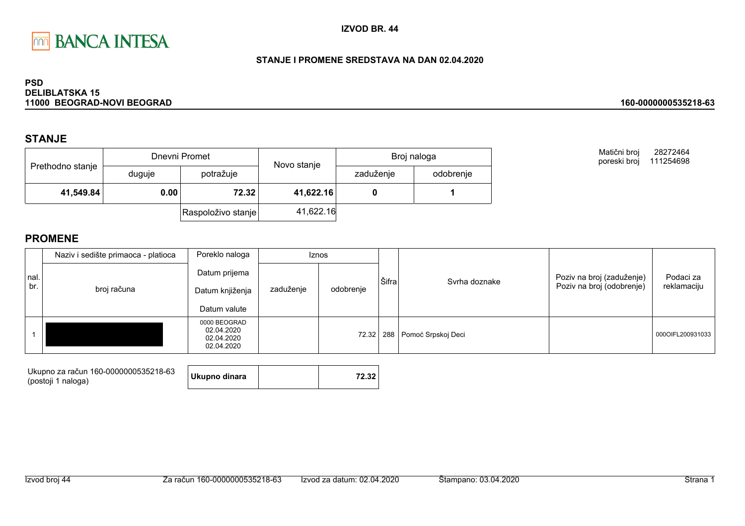**IZVOD BR. 44**

**STANJE I PROMENE SREDSTAVA NA DAN 02.04.2020**

**PSD**
**DELIBLATSKA 15**
**11000 BEOGRAD-NOVI BEOGRAD**

**160-0000000535218-63**

Matični broj 28272464
poreski broj 111254698

## STANJE

| Prethodno stanje | Dnevni Promet | | Novo stanje | Broj naloga | |
|---|---|---|---|---|---|
| | duguje | potražuje | | zaduženje | odobrenje |
| **41,549.84** | **0.00** | **72.32** | **41,622.16** | **0** | **1** |
| | | Raspoloživo stanje | 41,622.16 | | |

## PROMENE

| nal. br. | Naziv i sedište primaoca - platioca / broj računa | Poreklo naloga / Datum prijema / Datum knjiženja / Datum valute | Iznos zaduženje | Iznos odobrenje | Šifra | Svrha doznake | Poziv na broj (zaduženje) / Poziv na broj (odobrenje) | Podaci za reklamaciju |
|---|---|---|---|---|---|---|---|---|
| 1 | | 0000 BEOGRAD 02.04.2020 02.04.2020 02.04.2020 | | 72.32 | 288 | Pomoć Srpskoj Deci | | 000OIFL200931033 |

Ukupno za račun 160-0000000535218-63
(postoji 1 naloga)

| **Ukupno dinara** | | **72.32** |
|---|---|---|

Izvod broj 44 | Za račun 160-0000000535218-63 | Izvod za datum: 02.04.2020 | Štampano: 03.04.2020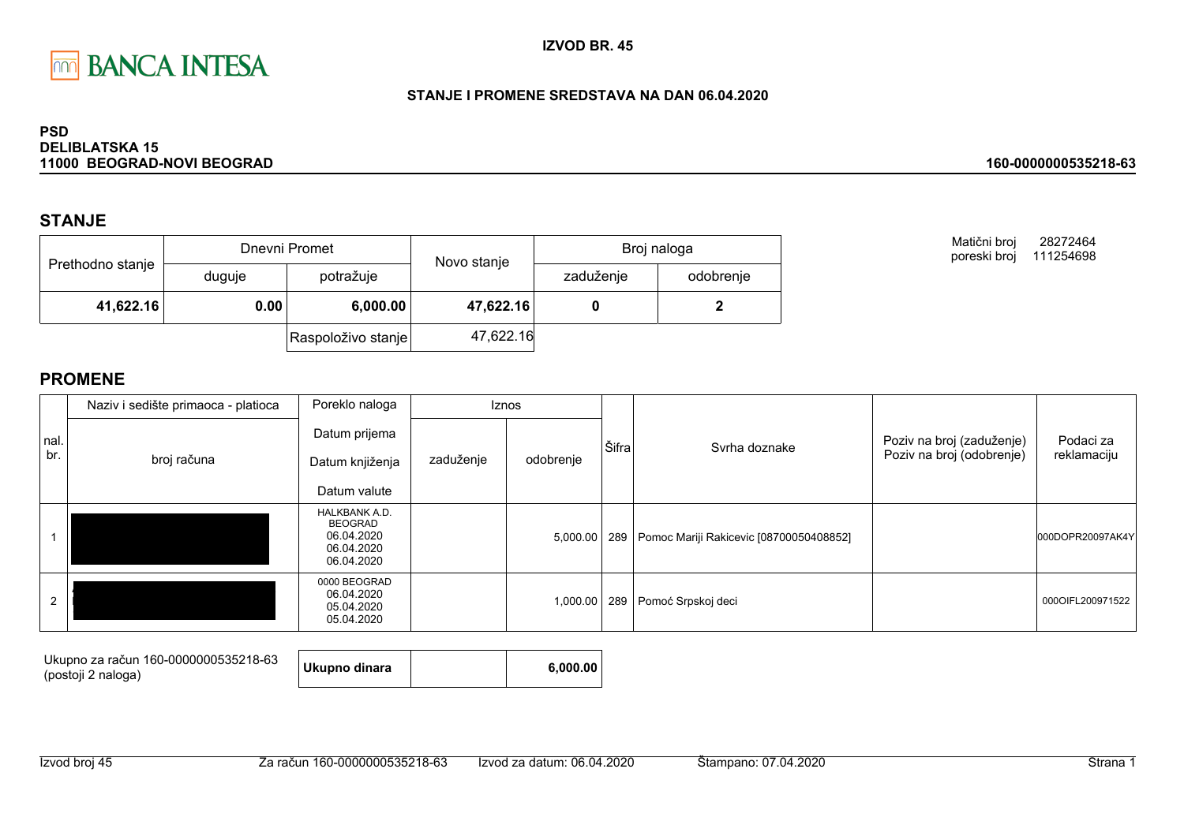**IZVOD BR. 45**

**STANJE I PROMENE SREDSTAVA NA DAN 06.04.2020**

**PSD**
**DELIBLATSKA 15**
**11000 BEOGRAD-NOVI BEOGRAD**

**160-0000000535218-63**

Matični broj 28272464
poreski broj 111254698

## STANJE

| Prethodno stanje | Dnevni Promet | | Novo stanje | Broj naloga | |
|---|---|---|---|---|---|
| | duguje | potražuje | | zaduženje | odobrenje |
| **41,622.16** | **0.00** | **6,000.00** | **47,622.16** | **0** | **2** |
| | | Raspoloživo stanje | 47,622.16 | | |

## PROMENE

| nal. br. | Naziv i sedište primaoca - platioca / broj računa | Poreklo naloga / Datum prijema / Datum knjiženja / Datum valute | Iznos zaduženje | Iznos odobrenje | Šifra | Svrha doznake | Poziv na broj (zaduženje) / Poziv na broj (odobrenje) | Podaci za reklamaciju |
|---|---|---|---|---|---|---|---|---|
| 1 | | HALKBANK A.D. BEOGRAD 06.04.2020 06.04.2020 06.04.2020 | | 5,000.00 | 289 | Pomoc Mariji Rakicevic [08700050408852] | | 000DOPR20097AK4Y |
| 2 | | 0000 BEOGRAD 06.04.2020 05.04.2020 05.04.2020 | | 1,000.00 | 289 | Pomoć Srpskoj deci | | 000OIFL200971522 |

Ukupno za račun 160-0000000535218-63 (postoji 2 naloga)

| **Ukupno dinara** | | **6,000.00** |
|---|---|---|

Izvod broj 45 | Za račun 160-0000000535218-63 | Izvod za datum: 06.04.2020 | Štampano: 07.04.2020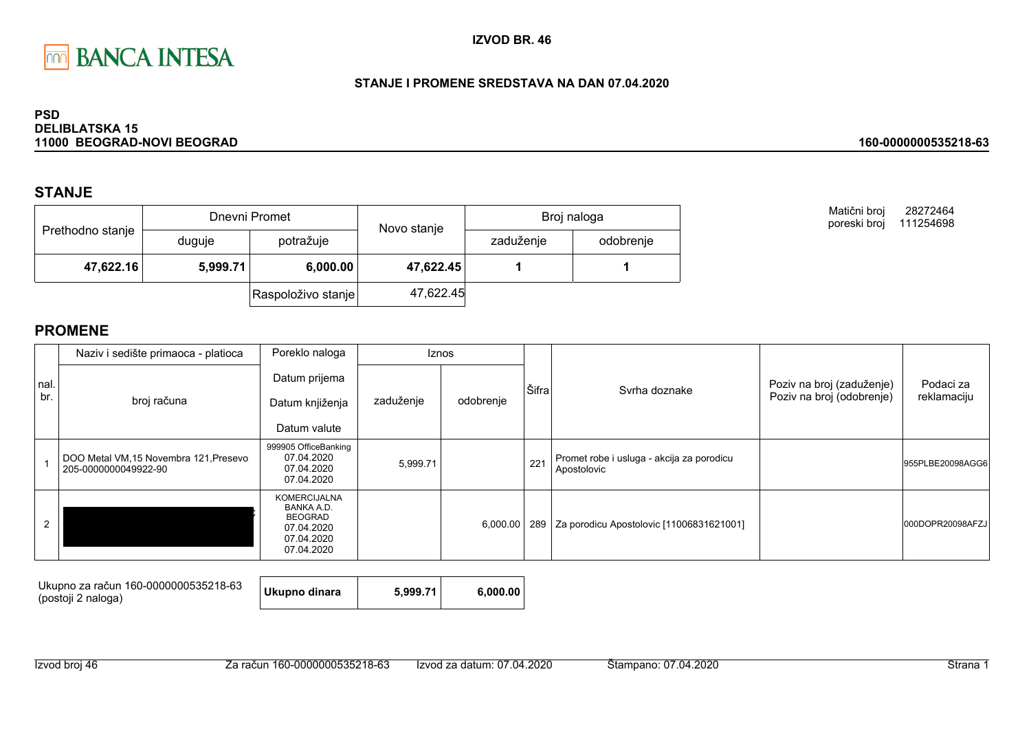**IZVOD BR. 46**

**STANJE I PROMENE SREDSTAVA NA DAN 07.04.2020**

**PSD**
**DELIBLATSKA 15**
**11000 BEOGRAD-NOVI BEOGRAD**

**160-0000000535218-63**

Matični broj 28272464
poreski broj 111254698

## STANJE

| Prethodno stanje | Dnevni Promet | | Novo stanje | Broj naloga | |
|---|---|---|---|---|---|
| | duguje | potražuje | | zaduženje | odobrenje |
| **47,622.16** | **5,999.71** | **6,000.00** | **47,622.45** | **1** | **1** |
| | | Raspoloživo stanje | 47,622.45 | | |

## PROMENE

| nal. br. | Naziv i sedište primaoca - platioca / broj računa | Poreklo naloga / Datum prijema / Datum knjiženja / Datum valute | Iznos zaduženje | Iznos odobrenje | Šifra | Svrha doznake | Poziv na broj (zaduženje) / Poziv na broj (odobrenje) | Podaci za reklamaciju |
|---|---|---|---|---|---|---|---|---|
| 1 | DOO Metal VM,15 Novembra 121,Presevo 205-0000000049922-90 | 999905 OfficeBanking 07.04.2020 07.04.2020 07.04.2020 | 5,999.71 | | 221 | Promet robe i usluga - akcija za porodicu Apostolovic | | 955PLBE20098AGG6 |
| 2 | | KOMERCIJALNA BANKA A.D. BEOGRAD 07.04.2020 07.04.2020 07.04.2020 | | 6,000.00 | 289 | Za porodicu Apostolovic [11006831621001] | | 000DOPR20098AFZJ |

| Ukupno za račun 160-0000000535218-63 (postoji 2 naloga) | **Ukupno dinara** | **5,999.71** | **6,000.00** |
|---|---|---|---|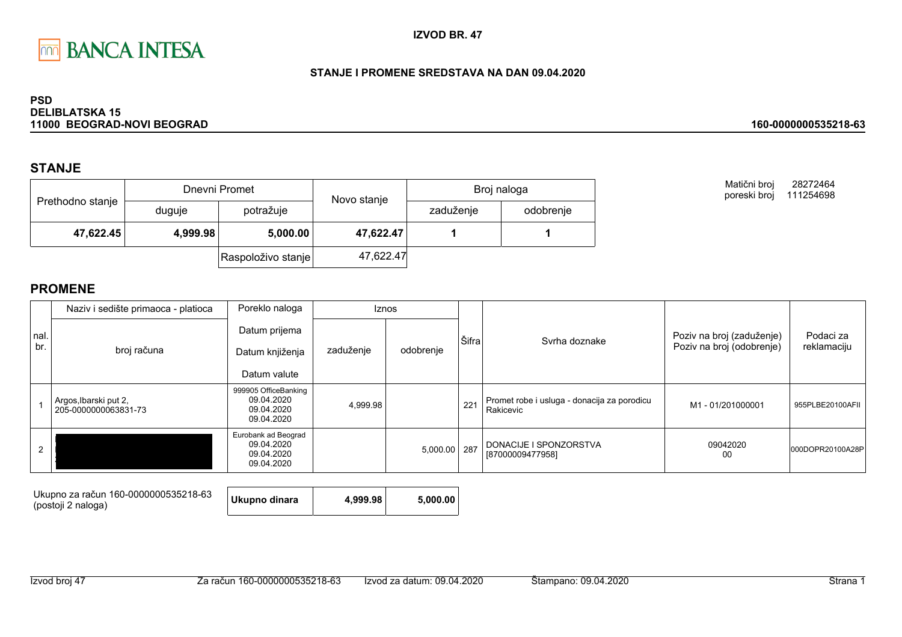# IZVOD BR. 47

**STANJE I PROMENE SREDSTAVA NA DAN 09.04.2020**

**PSD**
**DELIBLATSKA 15**
**11000 BEOGRAD-NOVI BEOGRAD**

**160-0000000535218-63**

Matični broj 28272464
poreski broj 111254698

## STANJE

| Prethodno stanje | Dnevni Promet | | Novo stanje | Broj naloga | |
|---|---|---|---|---|---|
| | duguje | potražuje | | zaduženje | odobrenje |
| **47,622.45** | **4,999.98** | **5,000.00** | **47,622.47** | **1** | **1** |
| | | Raspoloživo stanje | 47,622.47 | | |

## PROMENE

| nal. br. | Naziv i sedište primaoca - platioca / broj računa | Poreklo naloga / Datum prijema / Datum knjiženja / Datum valute | Iznos zaduženje | Iznos odobrenje | Šifra | Svrha doznake | Poziv na broj (zaduženje) / Poziv na broj (odobrenje) | Podaci za reklamaciju |
|---|---|---|---|---|---|---|---|---|
| 1 | Argos,Ibarski put 2, 205-0000000063831-73 | 999905 OfficeBanking 09.04.2020 09.04.2020 09.04.2020 | 4,999.98 | | 221 | Promet robe i usluga - donacija za porodicu Rakicevic | M1 - 01/201000001 | 955PLBE20100AFII |
| 2 | | Eurobank ad Beograd 09.04.2020 09.04.2020 09.04.2020 | | 5,000.00 | 287 | DONACIJE I SPONZORSTVA [87000009477958] | 09042020 00 | 000DOPR20100A28P |

| Ukupno za račun 160-0000000535218-63 (postoji 2 naloga) | **Ukupno dinara** | **4,999.98** | **5,000.00** |
|---|---|---|---|

Izvod broj 47 | Za račun 160-0000000535218-63 | Izvod za datum: 09.04.2020 | Štampano: 09.04.2020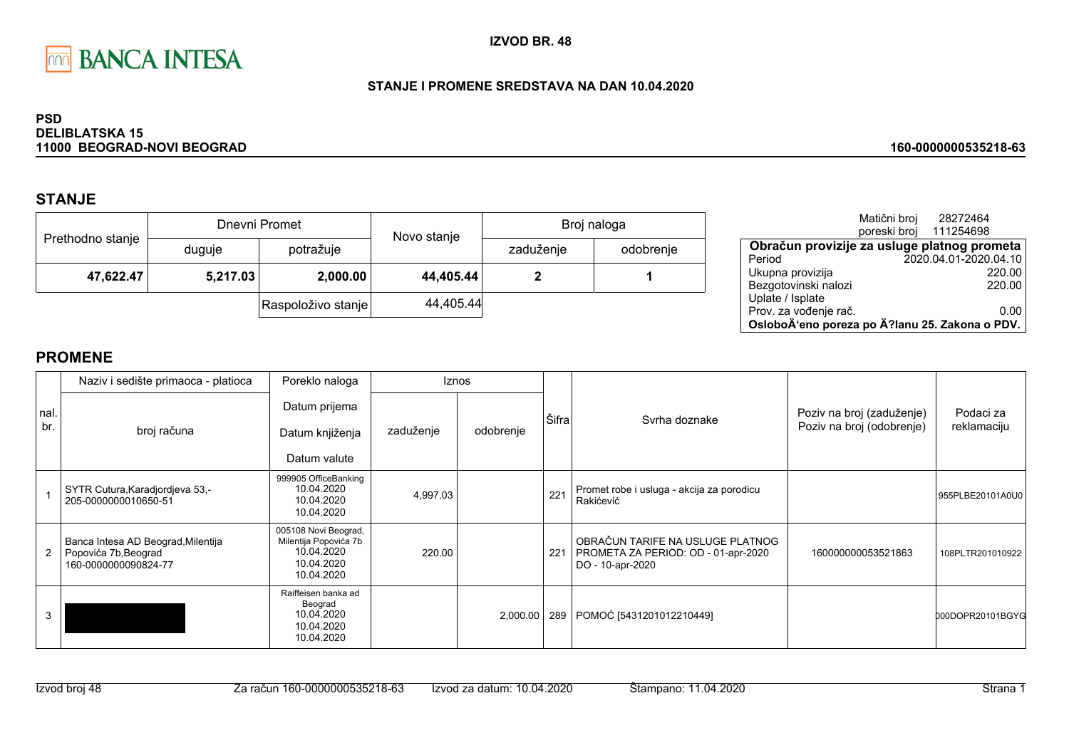BANCA INTESA

**IZVOD BR. 48**

**STANJE I PROMENE SREDSTAVA NA DAN 10.04.2020**

**PSD**
**DELIBLATSKA 15**
**11000 BEOGRAD-NOVI BEOGRAD**

**160-0000000535218-63**

## STANJE

| Prethodno stanje | Dnevni Promet | | Novo stanje | Broj naloga | |
|---|---|---|---|---|---|
| | duguje | potražuje | | zaduženje | odobrenje |
| **47,622.47** | **5,217.03** | **2,000.00** | **44,405.44** | **2** | **1** |
| | | Raspoloživo stanje | 44,405.44 | | |

Matični broj 28272464
poreski broj 111254698

| **Obračun provizije za usluge platnog prometa** | |
|---|---|
| Period | 2020.04.01-2020.04.10 |
| Ukupna provizija | 220.00 |
| Bezgotovinski nalozi | 220.00 |
| Uplate / Isplate | |
| Prov. za vođenje rač. | 0.00 |
| **OsloboÄ‘eno poreza po Ä?lanu 25. Zakona o PDV.** | |

## PROMENE

| nal. br. | Naziv i sedište primaoca - platioca / broj računa | Poreklo naloga / Datum prijema / Datum knjiženja / Datum valute | Iznos zaduženje | Iznos odobrenje | Šifra | Svrha doznake | Poziv na broj (zaduženje) / Poziv na broj (odobrenje) | Podaci za reklamaciju |
|---|---|---|---|---|---|---|---|---|
| 1 | SYTR Cutura,Karadjordjeva 53,- 205-0000000010650-51 | 999905 OfficeBanking 10.04.2020 10.04.2020 10.04.2020 | 4,997.03 | | 221 | Promet robe i usluga - akcija za porodicu Rakićević | | 955PLBE20101A0U0 |
| 2 | Banca Intesa AD Beograd,Milentija Popovića 7b,Beograd 160-0000000090824-77 | 005108 Novi Beograd, Milentija Popovića 7b 10.04.2020 10.04.2020 10.04.2020 | 220.00 | | 221 | OBRAČUN TARIFE NA USLUGE PLATNOG PROMETA ZA PERIOD: OD - 01-apr-2020 DO - 10-apr-2020 | 160000000053521863 | 108PLTR201010922 |
| 3 | | Raiffeisen banka ad Beograd 10.04.2020 10.04.2020 10.04.2020 | | 2,000.00 | 289 | POMOĆ [5431201012210449] | | 000DOPR20101BGYG |

Izvod broj 48 Za račun 160-0000000535218-63 Izvod za datum: 10.04.2020 Štampano: 11.04.2020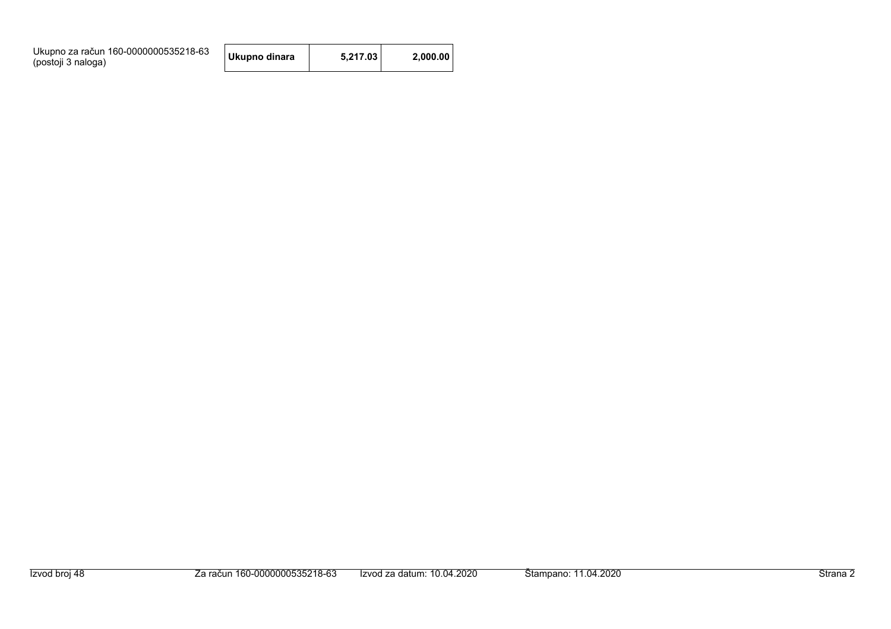Ukupno za račun 160-0000000535218-63
(postoji 3 naloga)

| **Ukupno dinara** | **5,217.03** | **2,000.00** |
|---|---|---|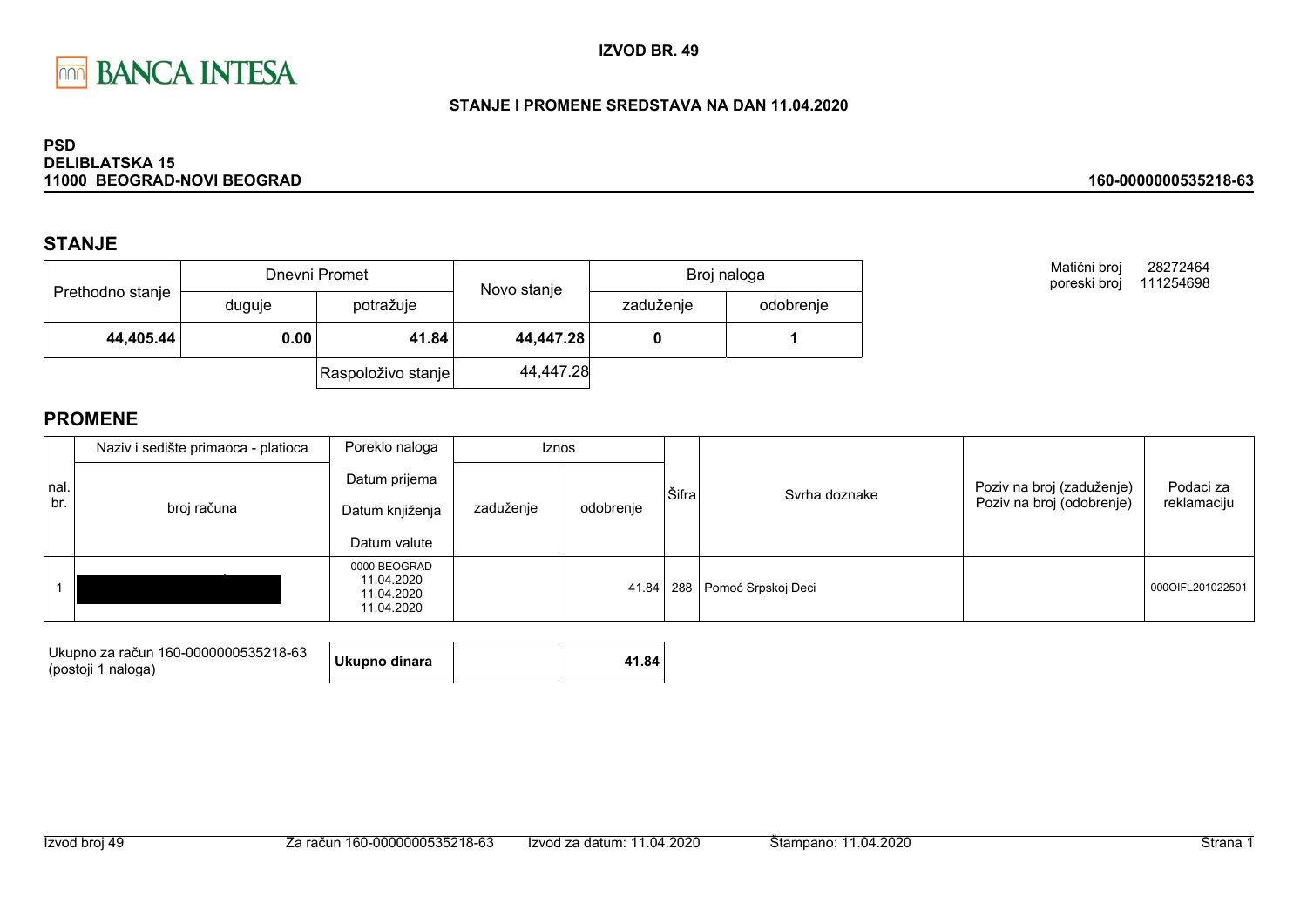**IZVOD BR. 49**

**STANJE I PROMENE SREDSTAVA NA DAN 11.04.2020**

**PSD**
**DELIBLATSKA 15**
**11000 BEOGRAD-NOVI BEOGRAD**

**160-0000000535218-63**

Matični broj 28272464
poreski broj 111254698

## STANJE

| Prethodno stanje | Dnevni Promet | | Novo stanje | Broj naloga | |
|---|---|---|---|---|---|
| | duguje | potražuje | | zaduženje | odobrenje |
| **44,405.44** | **0.00** | **41.84** | **44,447.28** | **0** | **1** |
| | | Raspoloživo stanje | 44,447.28 | | |

## PROMENE

| nal. br. | Naziv i sedište primaoca - platioca / broj računa | Poreklo naloga / Datum prijema / Datum knjiženja / Datum valute | Iznos zaduženje | Iznos odobrenje | Šifra | Svrha doznake | Poziv na broj (zaduženje) / Poziv na broj (odobrenje) | Podaci za reklamaciju |
|---|---|---|---|---|---|---|---|---|
| 1 | | 0000 BEOGRAD 11.04.2020 11.04.2020 11.04.2020 | | 41.84 | 288 | Pomoć Srpskoj Deci | | 000OIFL201022501 |

Ukupno za račun 160-0000000535218-63 (postoji 1 naloga)

| **Ukupno dinara** | | **41.84** |
|---|---|---|

Izvod broj 49 | Za račun 160-0000000535218-63 | Izvod za datum: 11.04.2020 | Štampano: 11.04.2020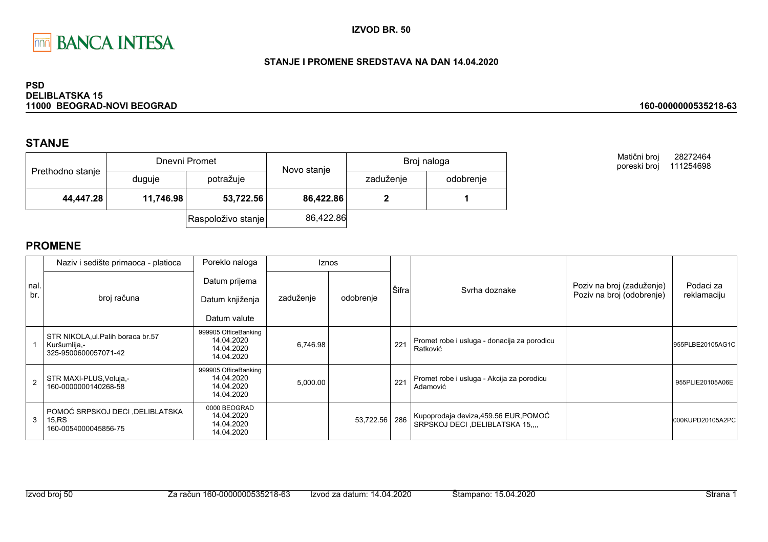BANCA INTESA

**IZVOD BR. 50**

**STANJE I PROMENE SREDSTAVA NA DAN 14.04.2020**

**PSD**
**DELIBLATSKA 15**
**11000 BEOGRAD-NOVI BEOGRAD**

**160-0000000535218-63**

## STANJE

| Prethodno stanje | Dnevni Promet | | Novo stanje | Broj naloga | |
|---|---|---|---|---|---|
| | duguje | potražuje | | zaduženje | odobrenje |
| **44,447.28** | **11,746.98** | **53,722.56** | **86,422.86** | **2** | **1** |
| | | Raspoloživo stanje | 86,422.86 | | |

Matični broj 28272464
poreski broj 111254698

## PROMENE

| nal. br. | Naziv i sedište primaoca - platioca / broj računa | Poreklo naloga / Datum prijema / Datum knjiženja / Datum valute | Iznos zaduženje | Iznos odobrenje | Šifra | Svrha doznake | Poziv na broj (zaduženje) / Poziv na broj (odobrenje) | Podaci za reklamaciju |
|---|---|---|---|---|---|---|---|---|
| 1 | STR NIKOLA,ul.Palih boraca br.57 Kuršumlija,- 325-9500600057071-42 | 999905 OfficeBanking 14.04.2020 14.04.2020 14.04.2020 | 6,746.98 | | 221 | Promet robe i usluga - donacija za porodicu Ratković | | 955PLBE20105AG1C |
| 2 | STR MAXI-PLUS,Voluja,- 160-0000000140268-58 | 999905 OfficeBanking 14.04.2020 14.04.2020 14.04.2020 | 5,000.00 | | 221 | Promet robe i usluga - Akcija za porodicu Adamović | | 955PLIE20105A06E |
| 3 | POMOĆ SRPSKOJ DECI ,DELIBLATSKA 15,RS 160-0054000045856-75 | 0000 BEOGRAD 14.04.2020 14.04.2020 14.04.2020 | | 53,722.56 | 286 | Kupoprodaja deviza,459.56 EUR,POMOĆ SRPSKOJ DECI ,DELIBLATSKA 15,,,, | | 000KUPD20105A2PC |

Izvod broj 50 Za račun 160-0000000535218-63 Izvod za datum: 14.04.2020 Štampano: 15.04.2020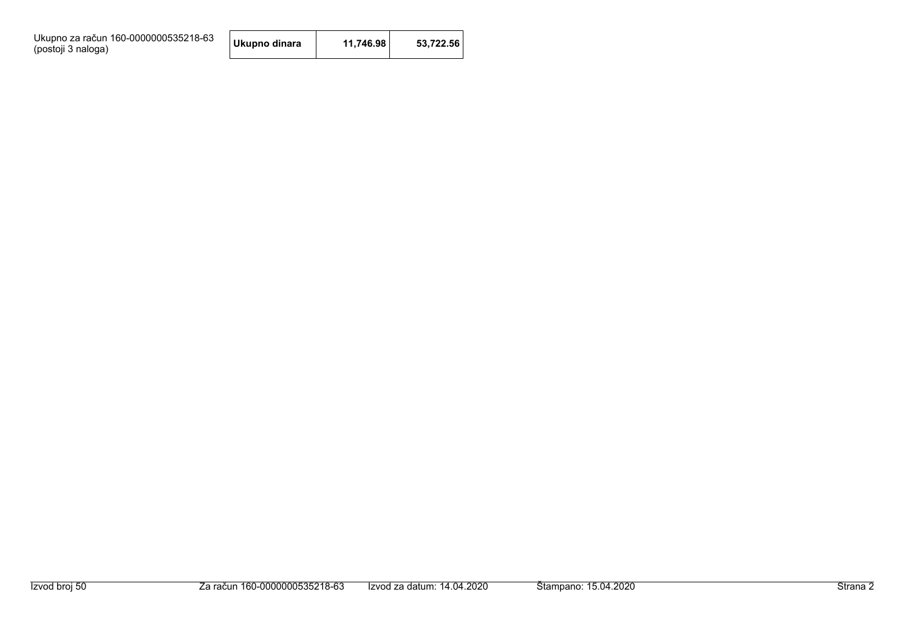Ukupno za račun 160-0000000535218-63 (postoji 3 naloga)

| Ukupno dinara | 11,746.98 | 53,722.56 |
|---|---|---|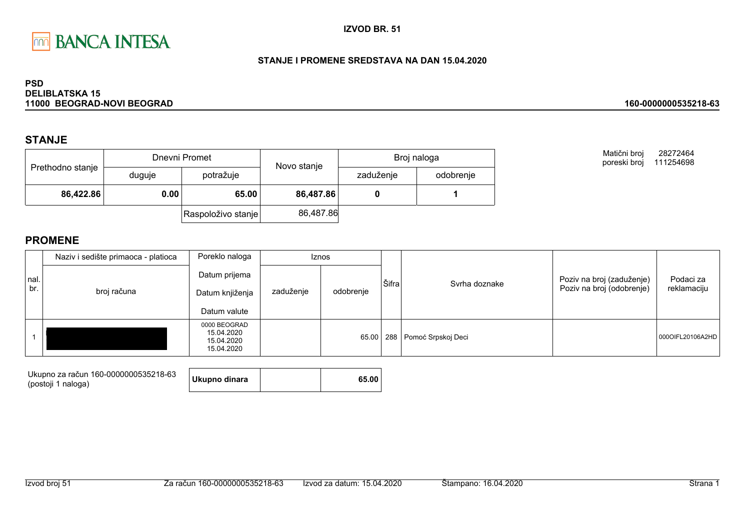**BANCA INTESA**

**IZVOD BR. 51**

**STANJE I PROMENE SREDSTAVA NA DAN 15.04.2020**

**PSD**
**DELIBLATSKA 15**
**11000 BEOGRAD-NOVI BEOGRAD**

**160-0000000535218-63**

## STANJE

| Prethodno stanje | Dnevni Promet | | Novo stanje | Broj naloga | |
|---|---|---|---|---|---|
| | duguje | potražuje | | zaduženje | odobrenje |
| **86,422.86** | **0.00** | **65.00** | **86,487.86** | **0** | **1** |
| | | Raspoloživo stanje | 86,487.86 | | |

Matični broj 28272464
poreski broj 111254698

## PROMENE

| nal. br. | Naziv i sedište primaoca - platioca / broj računa | Poreklo naloga / Datum prijema / Datum knjiženja / Datum valute | Iznos zaduženje | Iznos odobrenje | Šifra | Svrha doznake | Poziv na broj (zaduženje) / Poziv na broj (odobrenje) | Podaci za reklamaciju |
|---|---|---|---|---|---|---|---|---|
| 1 | | 0000 BEOGRAD 15.04.2020 15.04.2020 15.04.2020 | | 65.00 | 288 | Pomoć Srpskoj Deci | | 000OIFL20106A2HD |

| Ukupno za račun 160-0000000535218-63 (postoji 1 naloga) | **Ukupno dinara** | | **65.00** |
|---|---|---|---|

Izvod broj 51 | Za račun 160-0000000535218-63 | Izvod za datum: 15.04.2020 | Štampano: 16.04.2020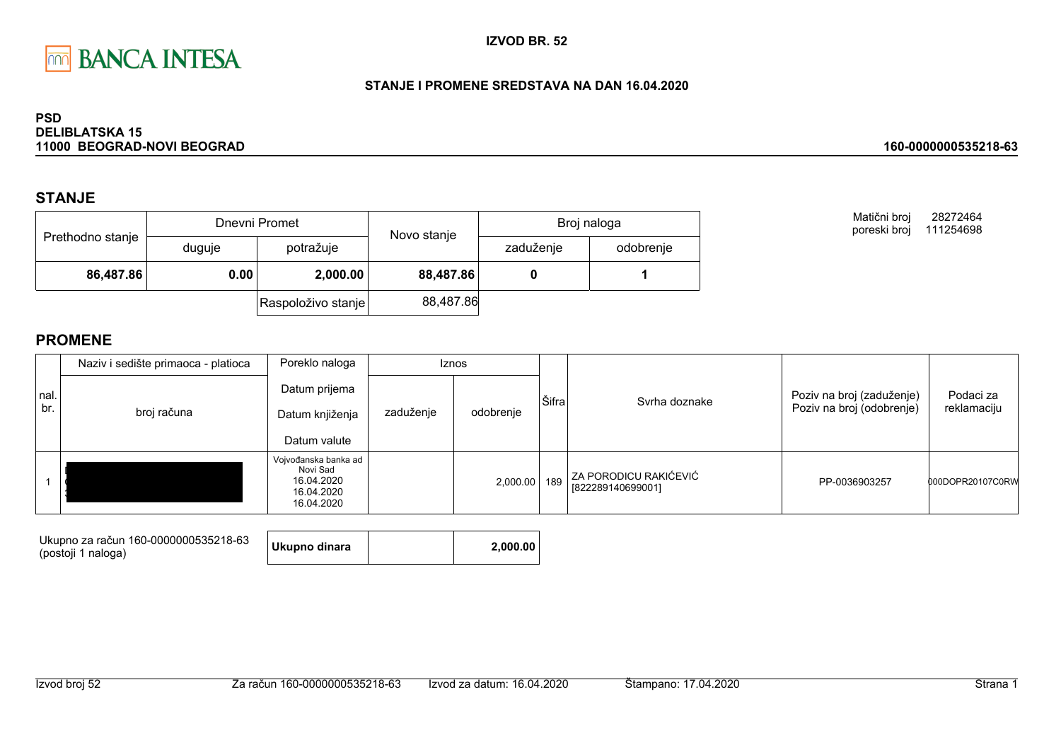BANCA INTESA

**IZVOD BR. 52**

**STANJE I PROMENE SREDSTAVA NA DAN 16.04.2020**

**PSD**
**DELIBLATSKA 15**
**11000 BEOGRAD-NOVI BEOGRAD**

**160-0000000535218-63**

## STANJE

| Prethodno stanje | Dnevni Promet | | Novo stanje | Broj naloga | |
|---|---|---|---|---|---|
| | duguje | potražuje | | zaduženje | odobrenje |
| **86,487.86** | **0.00** | **2,000.00** | **88,487.86** | **0** | **1** |
| | | Raspoloživo stanje | 88,487.86 | | |

Matični broj 28272464
poreski broj 111254698

## PROMENE

| nal. br. | Naziv i sedište primaoca - platioca / broj računa | Poreklo naloga / Datum prijema / Datum knjiženja / Datum valute | Iznos zaduženje | Iznos odobrenje | Šifra | Svrha doznake | Poziv na broj (zaduženje) / Poziv na broj (odobrenje) | Podaci za reklamaciju |
|---|---|---|---|---|---|---|---|---|
| 1 | | Vojvođanska banka ad Novi Sad 16.04.2020 16.04.2020 16.04.2020 | | 2,000.00 | 189 | ZA PORODICU RAKIĆEVIĆ [822289140699001] | PP-0036903257 | 000DOPR20107C0RW |

Ukupno za račun 160-0000000535218-63 (postoji 1 naloga)

| **Ukupno dinara** | | **2,000.00** |
|---|---|---|

Izvod broj 52 | Za račun 160-0000000535218-63 | Izvod za datum: 16.04.2020 | Štampano: 17.04.2020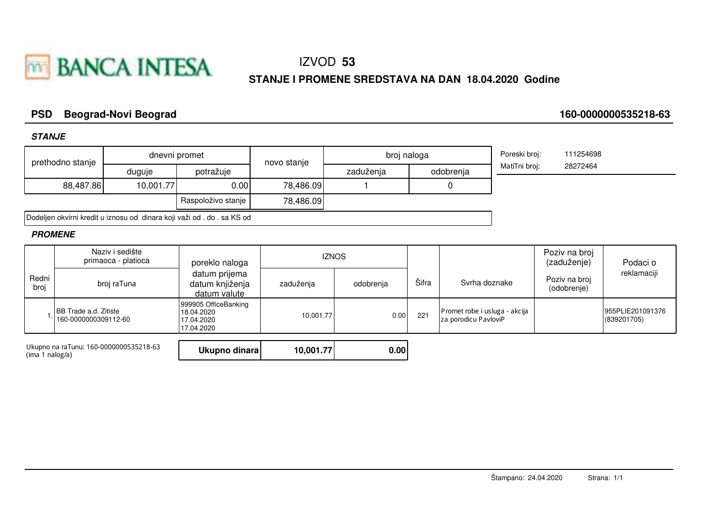BANCA INTESA

# IZVOD **53**

## STANJE I PROMENE SREDSTAVA NA DAN 18.04.2020 Godine

**PSD Beograd-Novi Beograd** **160-0000000535218-63**

***STANJE***

| prethodno stanje | dnevni promet | | novo stanje | broj naloga | |
|---|---|---|---|---|---|
| | duguje | potražuje | | zaduženja | odobrenja |
| 88,487.86 | 10,001.77 | 0.00 | 78,486.09 | 1 | 0 |
| | | Raspoloživo stanje | 78,486.09 | | |

Poreski broj: 111254698
MatiTni broj: 28272464

Dodeljen okvirni kredit u iznosu od dinara koji važi od . do . sa KS od

***PROMENE***

| Redni broj | Naziv i sedište primaoca - platioca / broj raTuna | poreklo naloga / datum prijema / datum knjiženja / datum valute | IZNOS zaduženja | IZNOS odobrenja | Šifra | Svrha doznake | Poziv na broj (zaduženje) / Poziv na broj (odobrenje) | Podaci o reklamaciji |
|---|---|---|---|---|---|---|---|---|
| 1. | BB Trade a.d. Zitiste 160-0000000309112-60 | 999905 OfficeBanking 18.04.2020 17.04.2020 17.04.2020 | 10,001.77 | 0.00 | 221 | Promet robe i usluga - akcija za porodicu PavloviP | | 955PLIE201091376 (839201705) |

Ukupno na raTunu: 160-0000000535218-63 (ima 1 nalog/a)

| Ukupno dinara | 10,001.77 | 0.00 |
|---|---|---|

Štampano: 24.04.2020 Strana: 1/1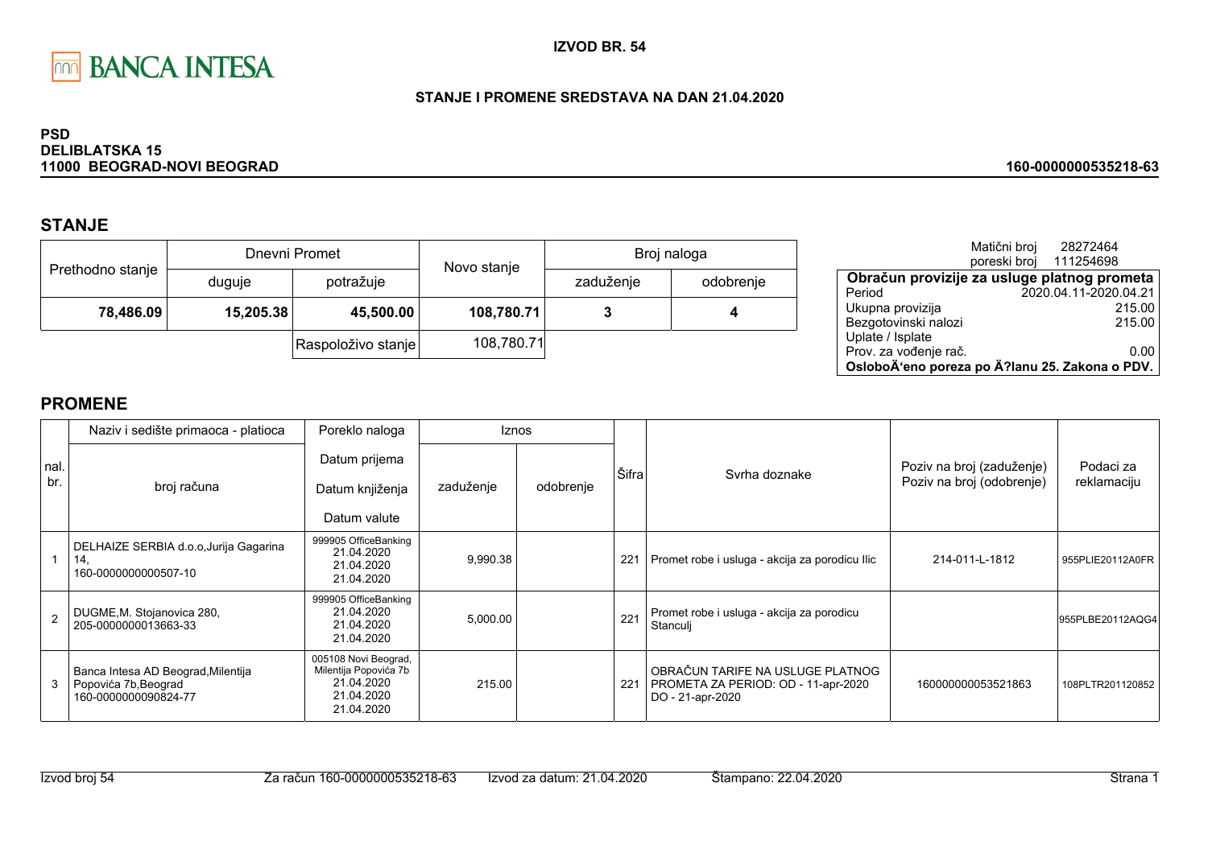BANCA INTESA

**IZVOD BR. 54**

**STANJE I PROMENE SREDSTAVA NA DAN 21.04.2020**

**PSD**
**DELIBLATSKA 15**
**11000 BEOGRAD-NOVI BEOGRAD**

**160-0000000535218-63**

## STANJE

| Prethodno stanje | Dnevni Promet | | Novo stanje | Broj naloga | |
|---|---|---|---|---|---|
| | duguje | potražuje | | zaduženje | odobrenje |
| **78,486.09** | **15,205.38** | **45,500.00** | **108,780.71** | **3** | **4** |
| | | Raspoloživo stanje | 108,780.71 | | |

Matični broj 28272464
poreski broj 111254698

| Obračun provizije za usluge platnog prometa | |
|---|---|
| Period | 2020.04.11-2020.04.21 |
| Ukupna provizija | 215.00 |
| Bezgotovinski nalozi | 215.00 |
| Uplate / Isplate | |
| Prov. za vođenje rač. | 0.00 |
| **OsloboÄ‘eno poreza po Ä?lanu 25. Zakona o PDV.** | |

## PROMENE

| nal. br. | Naziv i sedište primaoca - platioca / broj računa | Poreklo naloga / Datum prijema / Datum knjiženja / Datum valute | Iznos zaduženje | Iznos odobrenje | Šifra | Svrha doznake | Poziv na broj (zaduženje) / Poziv na broj (odobrenje) | Podaci za reklamaciju |
|---|---|---|---|---|---|---|---|---|
| 1 | DELHAIZE SERBIA d.o.o,Jurija Gagarina 14, 160-0000000000507-10 | 999905 OfficeBanking 21.04.2020 21.04.2020 21.04.2020 | 9,990.38 | | 221 | Promet robe i usluga - akcija za porodicu Ilic | 214-011-L-1812 | 955PLIE20112A0FR |
| 2 | DUGME,M. Stojanovica 280, 205-0000000013663-33 | 999905 OfficeBanking 21.04.2020 21.04.2020 21.04.2020 | 5,000.00 | | 221 | Promet robe i usluga - akcija za porodicu Stanculj | | 955PLBE20112AQG4 |
| 3 | Banca Intesa AD Beograd,Milentija Popovića 7b,Beograd 160-0000000090824-77 | 005108 Novi Beograd, Milentija Popovića 7b 21.04.2020 21.04.2020 21.04.2020 | 215.00 | | 221 | OBRAČUN TARIFE NA USLUGE PLATNOG PROMETA ZA PERIOD: OD - 11-apr-2020 DO - 21-apr-2020 | 160000000053521863 | 108PLTR201120852 |

Izvod broj 54 | Za račun 160-0000000535218-63 | Izvod za datum: 21.04.2020 | Štampano: 22.04.2020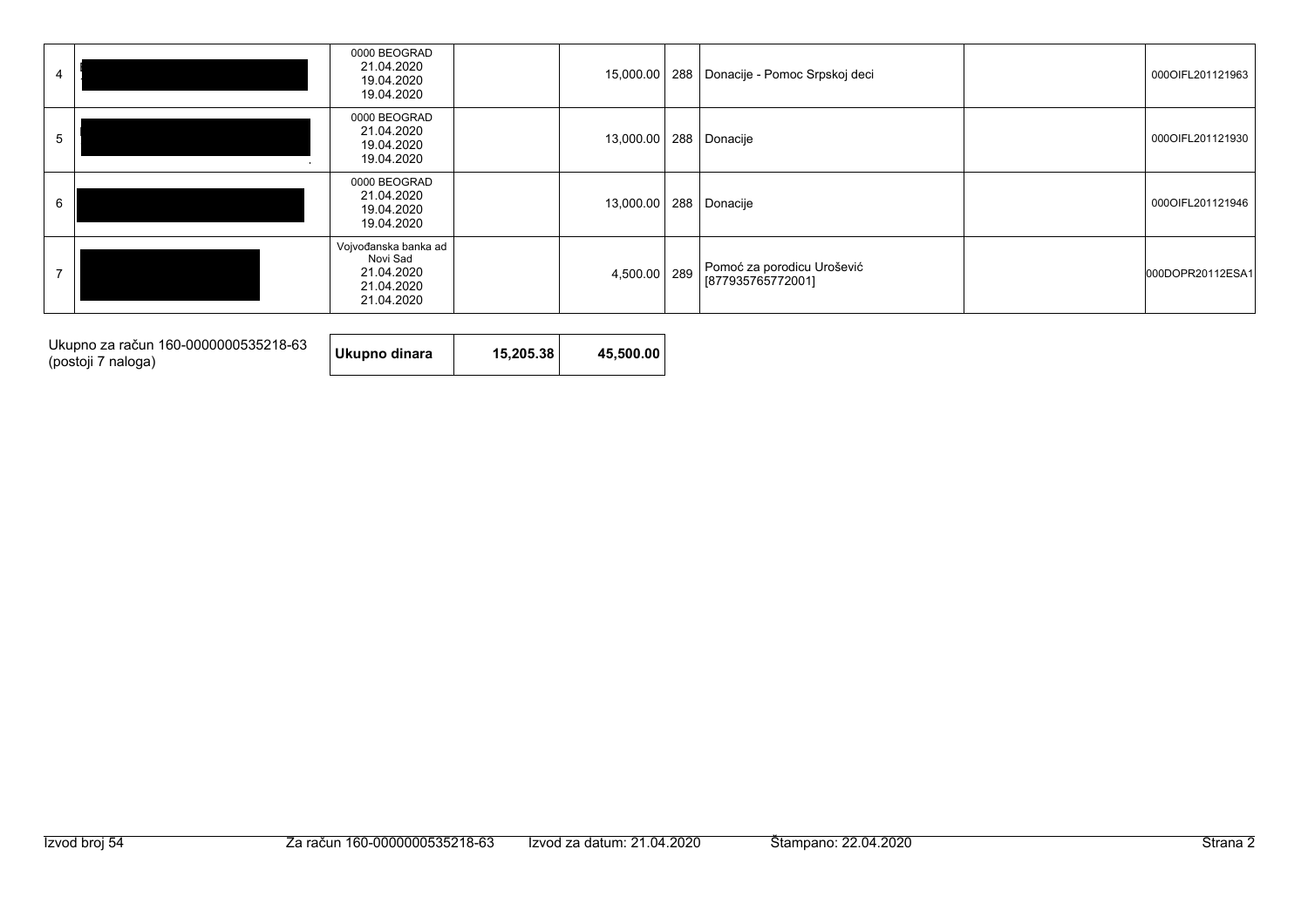| 4 | | 0000 BEOGRAD<br>21.04.2020<br>19.04.2020<br>19.04.2020 | | 15,000.00 | 288 | Donacije - Pomoc Srpskoj deci | | 000OIFL201121963 |
|---|---|---|---|---|---|---|---|---|
| 5 | | 0000 BEOGRAD<br>21.04.2020<br>19.04.2020<br>19.04.2020 | | 13,000.00 | 288 | Donacije | | 000OIFL201121930 |
| 6 | | 0000 BEOGRAD<br>21.04.2020<br>19.04.2020<br>19.04.2020 | | 13,000.00 | 288 | Donacije | | 000OIFL201121946 |
| 7 | | Vojvođanska banka ad Novi Sad<br>21.04.2020<br>21.04.2020<br>21.04.2020 | | 4,500.00 | 289 | Pomoć za porodicu Urošević [877935765772001] | | 000DOPR20112ESA1 |

| Ukupno za račun 160-0000000535218-63 (postoji 7 naloga) | Ukupno dinara | 15,205.38 | 45,500.00 |
|---|---|---|---|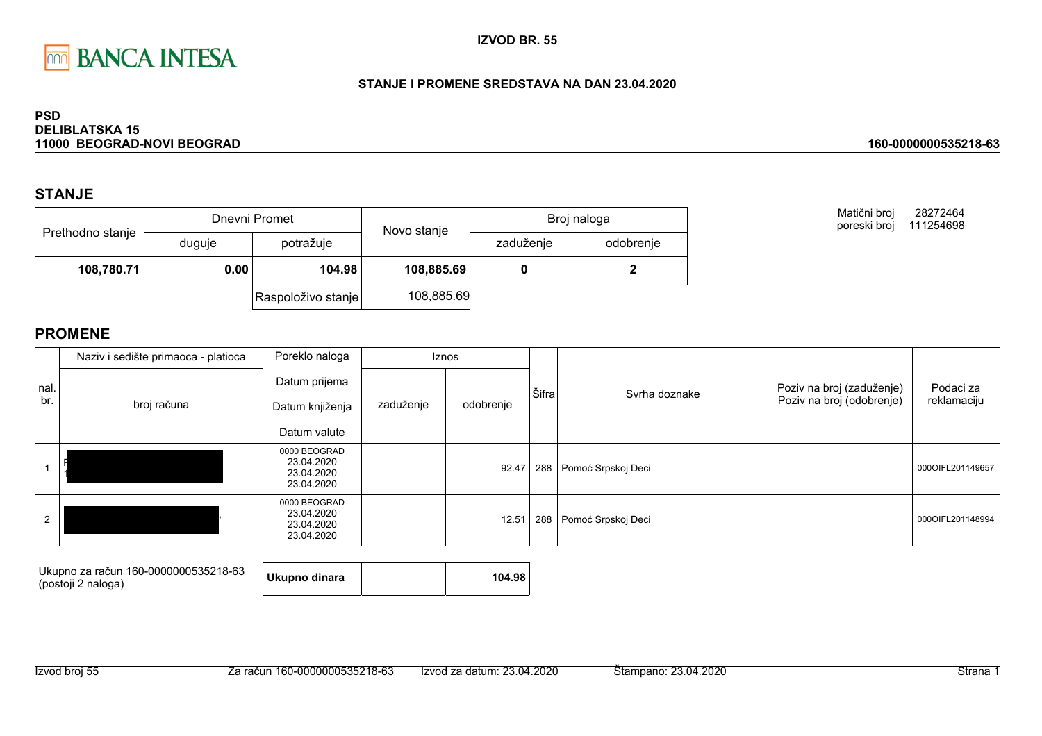BANCA INTESA

**IZVOD BR. 55**

**STANJE I PROMENE SREDSTAVA NA DAN 23.04.2020**

**PSD**
**DELIBLATSKA 15**
**11000 BEOGRAD-NOVI BEOGRAD**

**160-0000000535218-63**

## STANJE

| Prethodno stanje | Dnevni Promet | | Novo stanje | Broj naloga | |
|---|---|---|---|---|---|
| | duguje | potražuje | | zaduženje | odobrenje |
| **108,780.71** | **0.00** | **104.98** | **108,885.69** | **0** | **2** |
| | | Raspoloživo stanje | 108,885.69 | | |

Matični broj 28272464
poreski broj 111254698

## PROMENE

| nal. br. | Naziv i sedište primaoca - platioca / broj računa | Poreklo naloga / Datum prijema / Datum knjiženja / Datum valute | Iznos zaduženje | Iznos odobrenje | Šifra | Svrha doznake | Poziv na broj (zaduženje) / Poziv na broj (odobrenje) | Podaci za reklamaciju |
|---|---|---|---|---|---|---|---|---|
| 1 | F 1 | 0000 BEOGRAD 23.04.2020 23.04.2020 23.04.2020 | | 92.47 | 288 | Pomoć Srpskoj Deci | | 000OIFL201149657 |
| 2 | , | 0000 BEOGRAD 23.04.2020 23.04.2020 23.04.2020 | | 12.51 | 288 | Pomoć Srpskoj Deci | | 000OIFL201148994 |

Ukupno za račun 160-0000000535218-63 (postoji 2 naloga)

| **Ukupno dinara** | | **104.98** |
|---|---|---|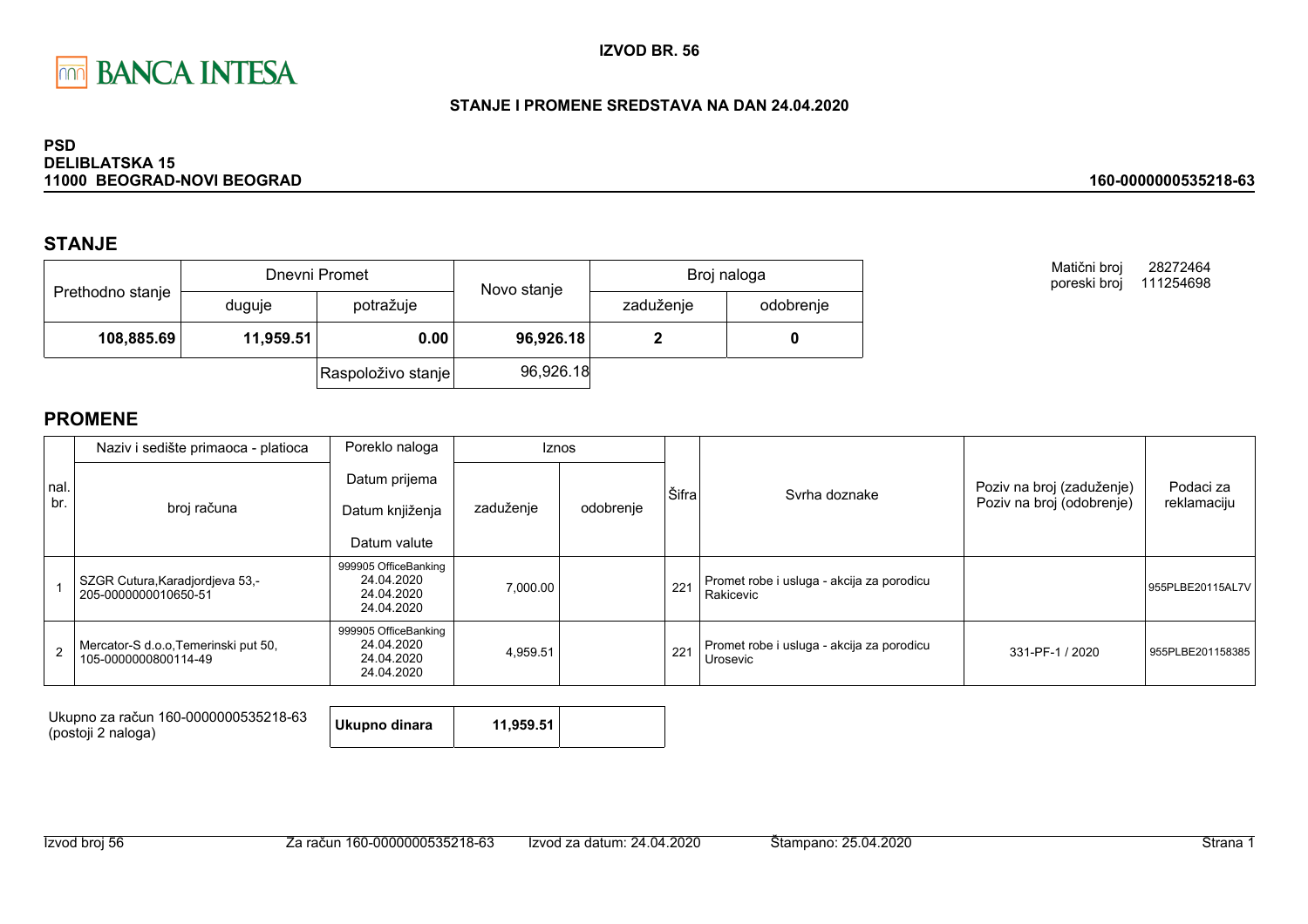BANCA INTESA

**IZVOD BR. 56**

**STANJE I PROMENE SREDSTAVA NA DAN 24.04.2020**

**PSD**
**DELIBLATSKA 15**
**11000 BEOGRAD-NOVI BEOGRAD**

**160-0000000535218-63**

## STANJE

| Prethodno stanje | Dnevni Promet | | Novo stanje | Broj naloga | |
|---|---|---|---|---|---|
| | duguje | potražuje | | zaduženje | odobrenje |
| **108,885.69** | **11,959.51** | **0.00** | **96,926.18** | **2** | **0** |
| | | Raspoloživo stanje | 96,926.18 | | |

Matični broj 28272464
poreski broj 111254698

## PROMENE

| nal. br. | Naziv i sedište primaoca - platioca / broj računa | Poreklo naloga / Datum prijema / Datum knjiženja / Datum valute | Iznos zaduženje | Iznos odobrenje | Šifra | Svrha doznake | Poziv na broj (zaduženje) / Poziv na broj (odobrenje) | Podaci za reklamaciju |
|---|---|---|---|---|---|---|---|---|
| 1 | SZGR Cutura,Karadjordjeva 53,- 205-0000000010650-51 | 999905 OfficeBanking 24.04.2020 24.04.2020 24.04.2020 | 7,000.00 | | 221 | Promet robe i usluga - akcija za porodicu Rakicevic | | 955PLBE20115AL7V |
| 2 | Mercator-S d.o.o,Temerinski put 50, 105-0000000800114-49 | 999905 OfficeBanking 24.04.2020 24.04.2020 24.04.2020 | 4,959.51 | | 221 | Promet robe i usluga - akcija za porodicu Urosevic | 331-PF-1 / 2020 | 955PLBE201158385 |

Ukupno za račun 160-0000000535218-63
(postoji 2 naloga)

| **Ukupno dinara** | **11,959.51** | |
|---|---|---|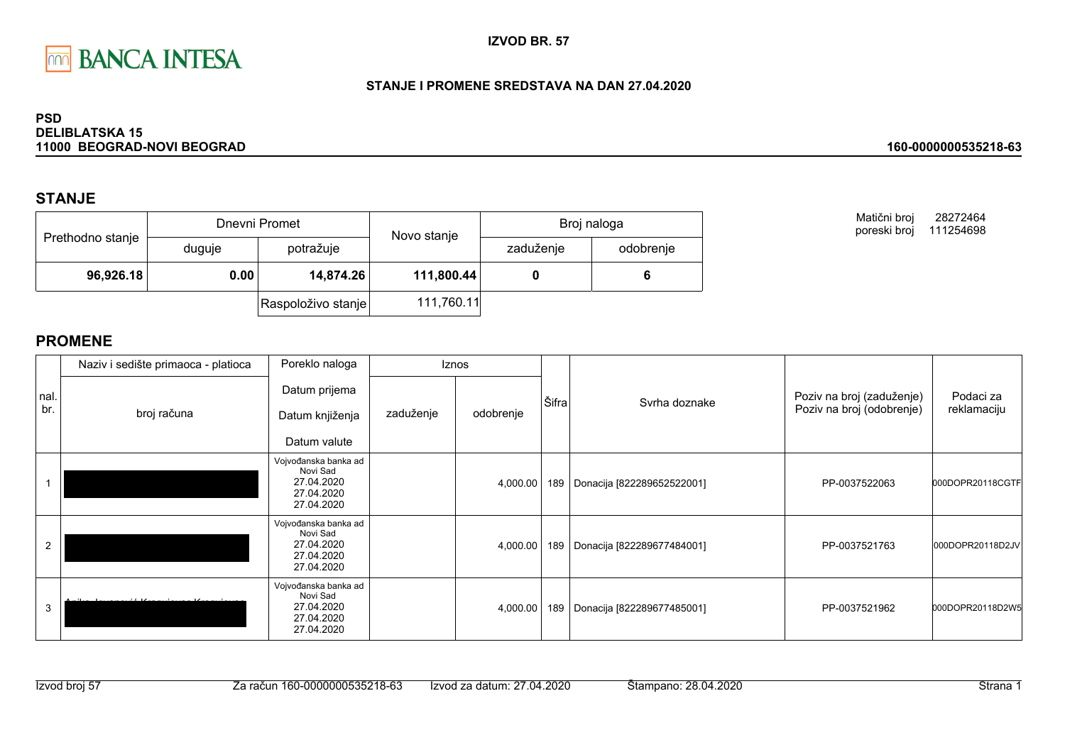# IZVOD BR. 57

**STANJE I PROMENE SREDSTAVA NA DAN 27.04.2020**

**PSD**
**DELIBLATSKA 15**
**11000 BEOGRAD-NOVI BEOGRAD**

**160-0000000535218-63**

Matični broj 28272464
poreski broj 111254698

## STANJE

| Prethodno stanje | Dnevni Promet | | Novo stanje | Broj naloga | |
|---|---|---|---|---|---|
| | duguje | potražuje | | zaduženje | odobrenje |
| **96,926.18** | **0.00** | **14,874.26** | **111,800.44** | **0** | **6** |
| | | Raspoloživo stanje | 111,760.11 | | |

## PROMENE

| nal. br. | Naziv i sedište primaoca - platioca / broj računa | Poreklo naloga / Datum prijema / Datum knjiženja / Datum valute | Iznos zaduženje | Iznos odobrenje | Šifra | Svrha doznake | Poziv na broj (zaduženje) / Poziv na broj (odobrenje) | Podaci za reklamaciju |
|---|---|---|---|---|---|---|---|---|
| 1 | | Vojvođanska banka ad Novi Sad 27.04.2020 27.04.2020 27.04.2020 | | 4,000.00 | 189 | Donacija [822289652522001] | PP-0037522063 | 000DOPR20118CGTF |
| 2 | | Vojvođanska banka ad Novi Sad 27.04.2020 27.04.2020 27.04.2020 | | 4,000.00 | 189 | Donacija [822289677484001] | PP-0037521763 | 000DOPR20118D2JV |
| 3 | | Vojvođanska banka ad Novi Sad 27.04.2020 27.04.2020 27.04.2020 | | 4,000.00 | 189 | Donacija [822289677485001] | PP-0037521962 | 000DOPR20118D2W5 |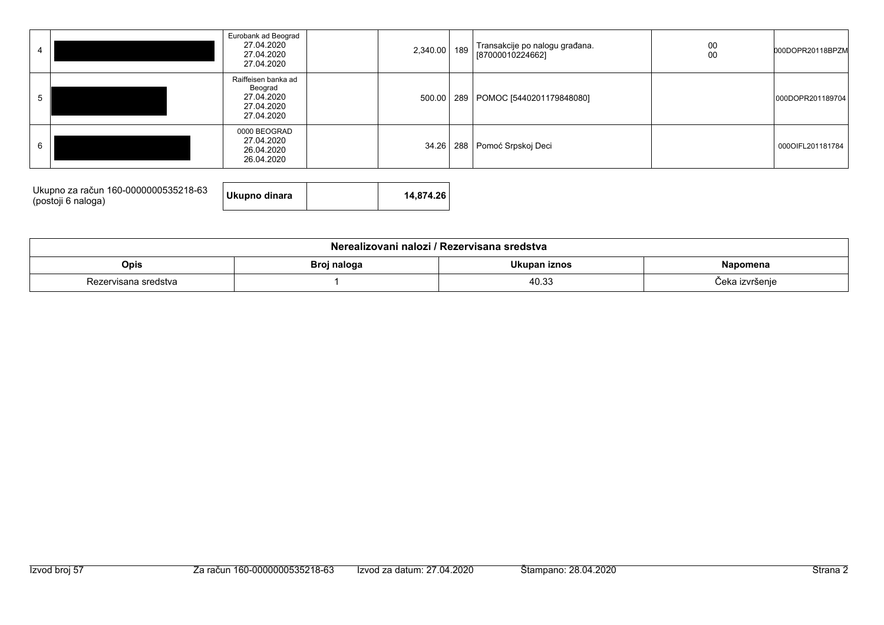| | | | | | | | | |
|---|---|---|---|---|---|---|---|---|
| 4 | | Eurobank ad Beograd 27.04.2020 27.04.2020 27.04.2020 | | 2,340.00 | 189 | Transakcije po nalogu građana. [87000010224662] | 00 00 | 000DOPR20118BPZM |
| 5 | | Raiffeisen banka ad Beograd 27.04.2020 27.04.2020 27.04.2020 | | 500.00 | 289 | POMOC [5440201179848080] | | 000DOPR201189704 |
| 6 | | 0000 BEOGRAD 27.04.2020 26.04.2020 26.04.2020 | | 34.26 | 288 | Pomoć Srpskoj Deci | | 000OIFL201181784 |

| Ukupno za račun 160-0000000535218-63 (postoji 6 naloga) | Ukupno dinara | | 14,874.26 |
|---|---|---|---|

| Nerealizovani nalozi / Rezervisana sredstva | | | |
|---|---|---|---|
| **Opis** | **Broj naloga** | **Ukupan iznos** | **Napomena** |
| Rezervisana sredstva | 1 | 40.33 | Čeka izvršenje |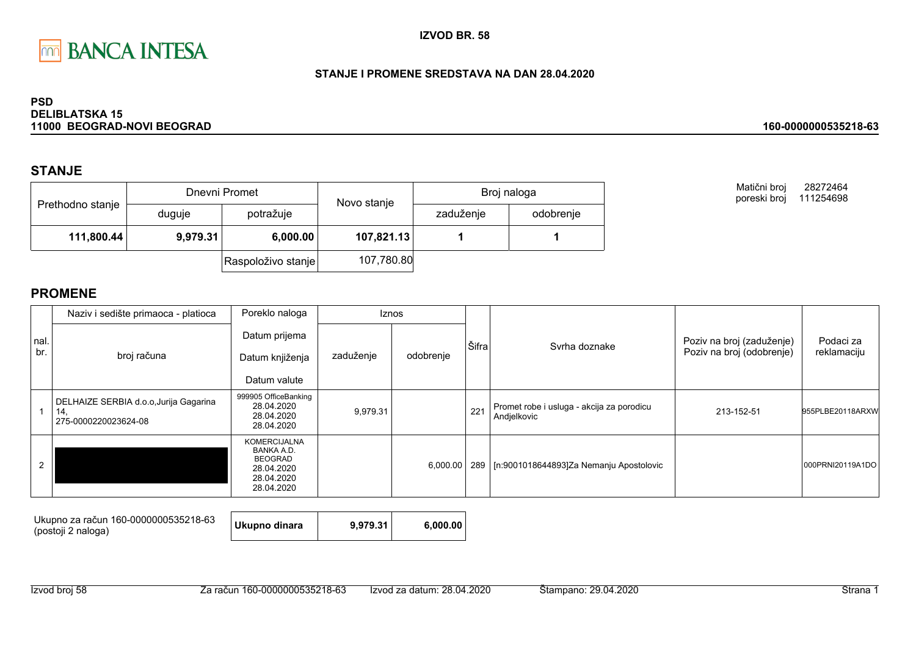**IZVOD BR. 58**

**STANJE I PROMENE SREDSTAVA NA DAN 28.04.2020**

**PSD**
**DELIBLATSKA 15**
**11000 BEOGRAD-NOVI BEOGRAD**

**160-0000000535218-63**

Matični broj 28272464
poreski broj 111254698

## STANJE

| Prethodno stanje | Dnevni Promet | | Novo stanje | Broj naloga | |
|---|---|---|---|---|---|
| | duguje | potražuje | | zaduženje | odobrenje |
| **111,800.44** | **9,979.31** | **6,000.00** | **107,821.13** | **1** | **1** |
| | | Raspoloživo stanje | 107,780.80 | | |

## PROMENE

| nal. br. | Naziv i sedište primaoca - platioca / broj računa | Poreklo naloga / Datum prijema / Datum knjiženja / Datum valute | Iznos zaduženje | Iznos odobrenje | Šifra | Svrha doznake | Poziv na broj (zaduženje) / Poziv na broj (odobrenje) | Podaci za reklamaciju |
|---|---|---|---|---|---|---|---|---|
| 1 | DELHAIZE SERBIA d.o.o,Jurija Gagarina 14, 275-0000220023624-08 | 999905 OfficeBanking 28.04.2020 28.04.2020 28.04.2020 | 9,979.31 | | 221 | Promet robe i usluga - akcija za porodicu Andjelkovic | 213-152-51 | 955PLBE20118ARXW |
| 2 | | KOMERCIJALNA BANKA A.D. BEOGRAD 28.04.2020 28.04.2020 28.04.2020 | | 6,000.00 | 289 | [n:9001018644893]Za Nemanju Apostolovic | | 000PRNI20119A1DO |

| Ukupno za račun 160-0000000535218-63 (postoji 2 naloga) | **Ukupno dinara** | **9,979.31** | **6,000.00** |
|---|---|---|---|

Izvod broj 58 | Za račun 160-0000000535218-63 | Izvod za datum: 28.04.2020 | Štampano: 29.04.2020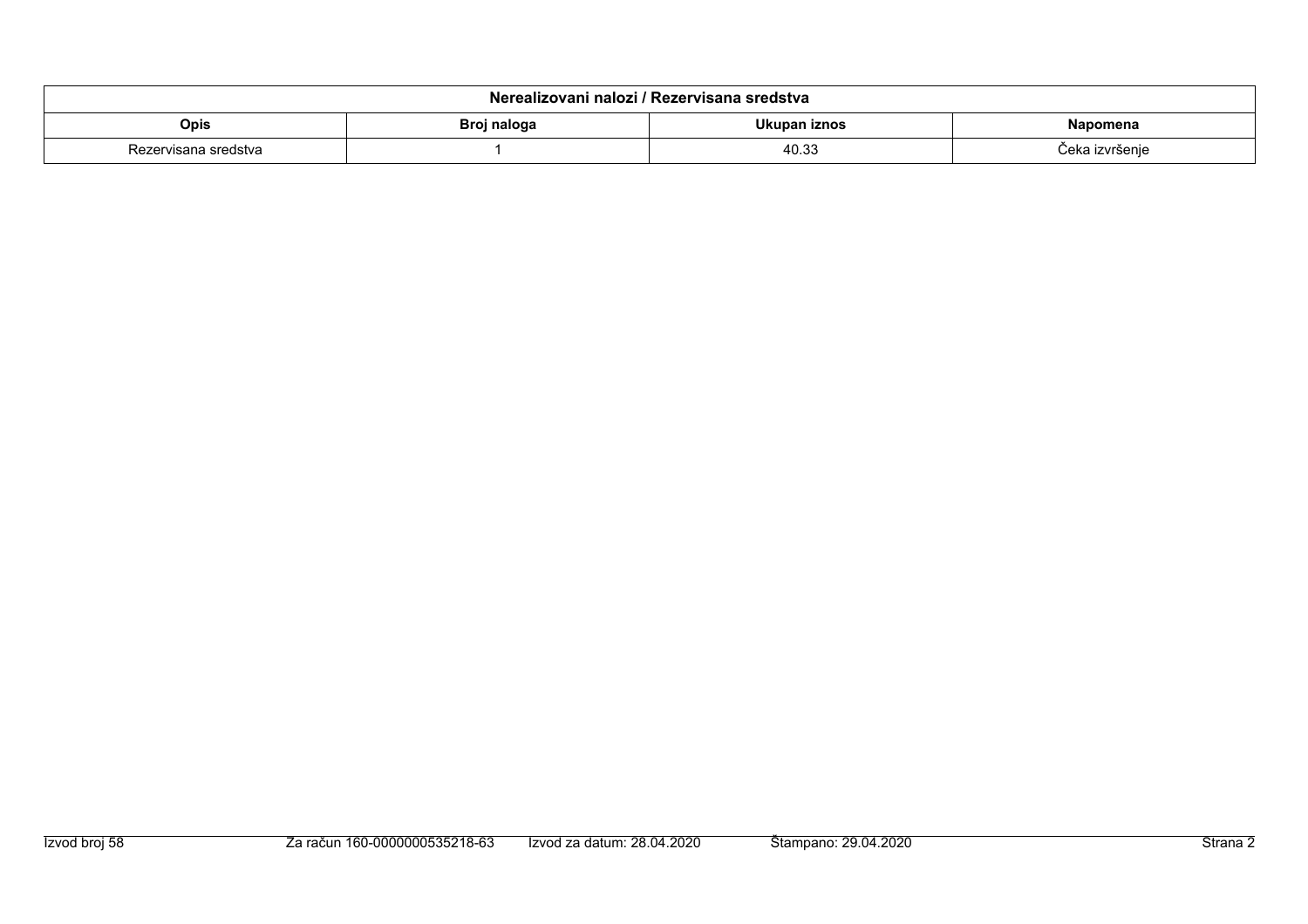| Nerealizovani nalozi / Rezervisana sredstva | | | |
|---|---|---|---|
| **Opis** | **Broj naloga** | **Ukupan iznos** | **Napomena** |
| Rezervisana sredstva | 1 | 40.33 | Čeka izvršenje |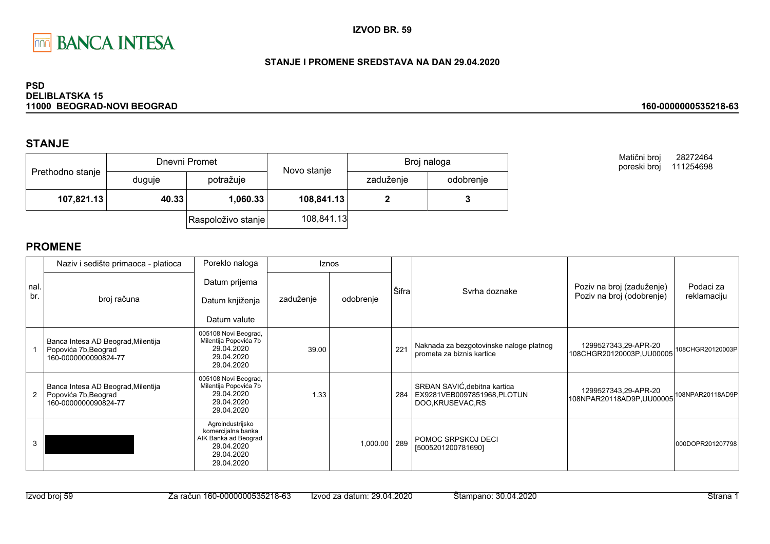BANCA INTESA

**IZVOD BR. 59**

**STANJE I PROMENE SREDSTAVA NA DAN 29.04.2020**

**PSD**
**DELIBLATSKA 15**
**11000 BEOGRAD-NOVI BEOGRAD**

**160-0000000535218-63**

## STANJE

| Prethodno stanje | Dnevni Promet | | Novo stanje | Broj naloga | |
|---|---|---|---|---|---|
| | duguje | potražuje | | zaduženje | odobrenje |
| **107,821.13** | **40.33** | **1,060.33** | **108,841.13** | **2** | **3** |
| | | Raspoloživo stanje | 108,841.13 | | |

Matični broj 28272464
poreski broj 111254698

## PROMENE

| nal. br. | Naziv i sedište primaoca - platioca / broj računa | Poreklo naloga / Datum prijema / Datum knjiženja / Datum valute | Iznos zaduženje | Iznos odobrenje | Šifra | Svrha doznake | Poziv na broj (zaduženje) / Poziv na broj (odobrenje) | Podaci za reklamaciju |
|---|---|---|---|---|---|---|---|---|
| 1 | Banca Intesa AD Beograd,Milentija Popovića 7b,Beograd 160-0000000090824-77 | 005108 Novi Beograd, Milentija Popovića 7b 29.04.2020 29.04.2020 29.04.2020 | 39.00 | | 221 | Naknada za bezgotovinske naloge platnog prometa za biznis kartice | 1299527343,29-APR-20 108CHGR20120003P,UU00005 | 108CHGR20120003P |
| 2 | Banca Intesa AD Beograd,Milentija Popovića 7b,Beograd 160-0000000090824-77 | 005108 Novi Beograd, Milentija Popovića 7b 29.04.2020 29.04.2020 29.04.2020 | 1.33 | | 284 | SRĐAN SAVIĆ,debitna kartica EX9281VEB0097851968,PLOTUN DOO,KRUSEVAC,RS | 1299527343,29-APR-20 108NPAR20118AD9P,UU00005 | 108NPAR20118AD9P |
| 3 | | Agroindustrijsko komercijalna banka AIK Banka ad Beograd 29.04.2020 29.04.2020 29.04.2020 | | 1,000.00 | 289 | POMOC SRPSKOJ DECI [5005201200781690] | | 000DOPR201207798 |

Izvod broj 59 | Za račun 160-0000000535218-63 | Izvod za datum: 29.04.2020 | Štampano: 30.04.2020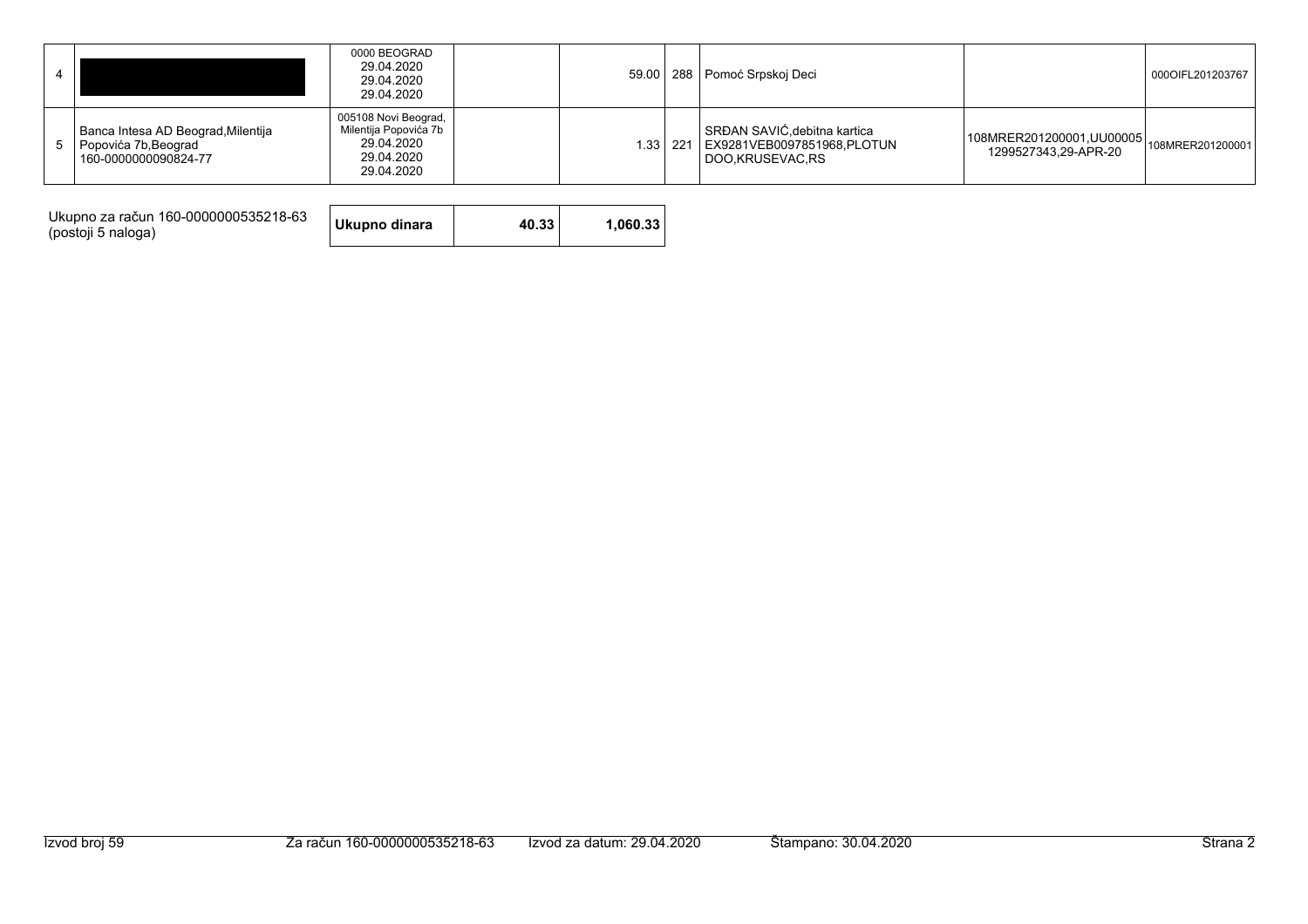| | | | | | | | | |
|---|---|---|---|---|---|---|---|---|
| 4 | | 0000 BEOGRAD 29.04.2020 29.04.2020 29.04.2020 | | 59.00 | 288 | Pomoć Srpskoj Deci | | 000OIFL201203767 |
| 5 | Banca Intesa AD Beograd,Milentija Popovića 7b,Beograd 160-0000000090824-77 | 005108 Novi Beograd, Milentija Popovića 7b 29.04.2020 29.04.2020 29.04.2020 | | 1.33 | 221 | SRĐAN SAVIĆ,debitna kartica EX9281VEB0097851968,PLOTUN DOO,KRUSEVAC,RS | 108MRER201200001,UU00005 1299527343,29-APR-20 | 108MRER201200001 |

| Ukupno za račun 160-0000000535218-63 (postoji 5 naloga) | Ukupno dinara | 40.33 | 1,060.33 |
|---|---|---|---|

Izvod broj 59 Za račun 160-0000000535218-63 Izvod za datum: 29.04.2020 Štampano: 30.04.2020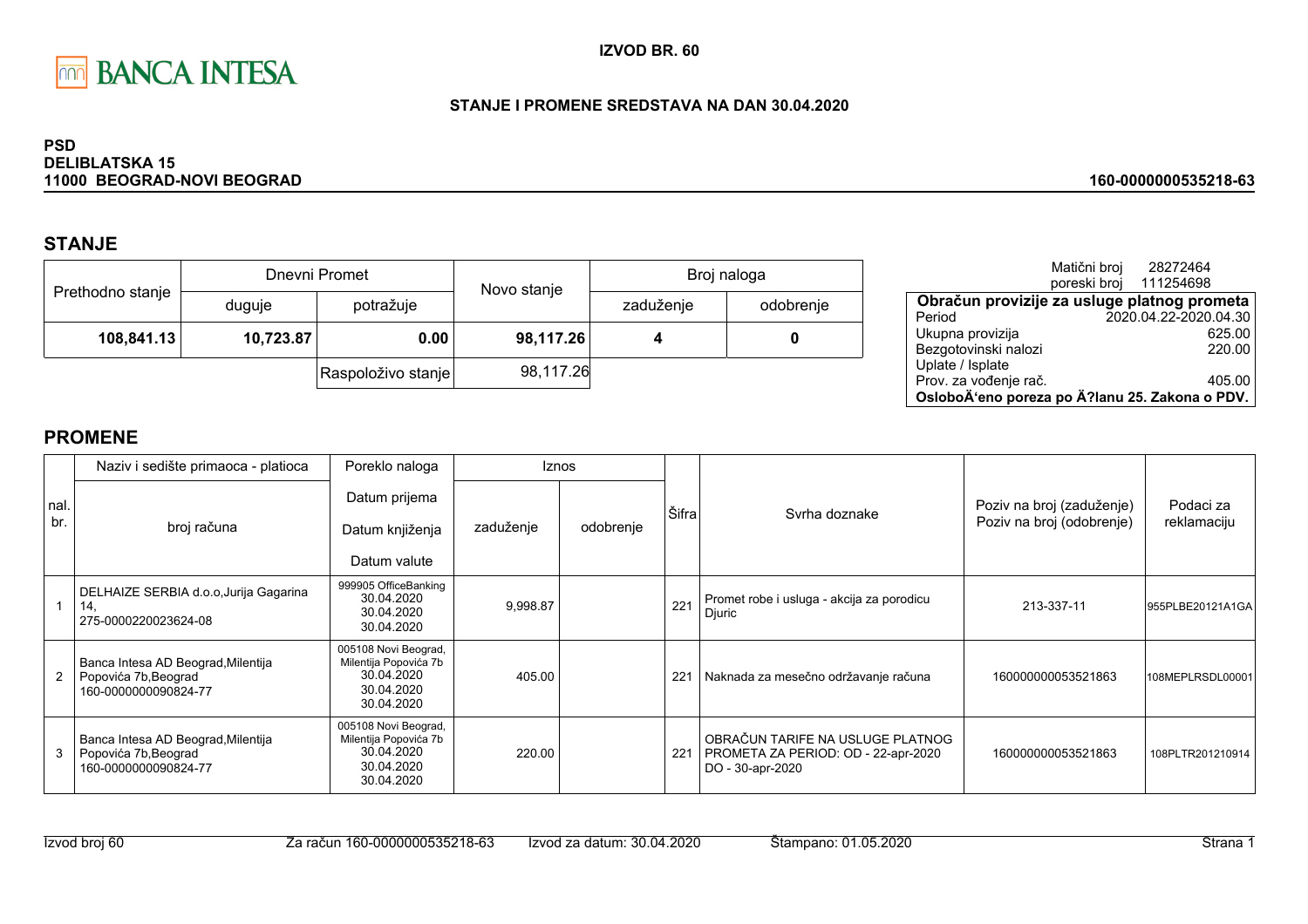**IZVOD BR. 60**

**STANJE I PROMENE SREDSTAVA NA DAN 30.04.2020**

**PSD**
**DELIBLATSKA 15**
**11000 BEOGRAD-NOVI BEOGRAD**

**160-0000000535218-63**

## STANJE

| Prethodno stanje | Dnevni Promet | | Novo stanje | Broj naloga | |
|---|---|---|---|---|---|
| | duguje | potražuje | | zaduženje | odobrenje |
| **108,841.13** | **10,723.87** | **0.00** | **98,117.26** | **4** | **0** |
| | | Raspoloživo stanje | 98,117.26 | | |

Matični broj 28272464
poreski broj 111254698

| Obračun provizije za usluge platnog prometa | |
|---|---|
| Period | 2020.04.22-2020.04.30 |
| Ukupna provizija | 625.00 |
| Bezgotovinski nalozi | 220.00 |
| Uplate / Isplate | |
| Prov. za vođenje rač. | 405.00 |
| **OsloboÄ‘eno poreza po Ä?lanu 25. Zakona o PDV.** | |

## PROMENE

| nal. br. | Naziv i sedište primaoca - platioca / broj računa | Poreklo naloga / Datum prijema / Datum knjiženja / Datum valute | Iznos zaduženje | Iznos odobrenje | Šifra | Svrha doznake | Poziv na broj (zaduženje) / Poziv na broj (odobrenje) | Podaci za reklamaciju |
|---|---|---|---|---|---|---|---|---|
| 1 | DELHAIZE SERBIA d.o.o,Jurija Gagarina 14, 275-0000220023624-08 | 999905 OfficeBanking 30.04.2020 30.04.2020 30.04.2020 | 9,998.87 | | 221 | Promet robe i usluga - akcija za porodicu Djuric | 213-337-11 | 955PLBE20121A1GA |
| 2 | Banca Intesa AD Beograd,Milentija Popovića 7b,Beograd 160-0000000090824-77 | 005108 Novi Beograd, Milentija Popovića 7b 30.04.2020 30.04.2020 30.04.2020 | 405.00 | | 221 | Naknada za mesečno održavanje računa | 160000000053521863 | 108MEPLRSDL00001 |
| 3 | Banca Intesa AD Beograd,Milentija Popovića 7b,Beograd 160-0000000090824-77 | 005108 Novi Beograd, Milentija Popovića 7b 30.04.2020 30.04.2020 30.04.2020 | 220.00 | | 221 | OBRAČUN TARIFE NA USLUGE PLATNOG PROMETA ZA PERIOD: OD - 22-apr-2020 DO - 30-apr-2020 | 160000000053521863 | 108PLTR201210914 |

Izvod broj 60 | Za račun 160-0000000535218-63 | Izvod za datum: 30.04.2020 | Štampano: 01.05.2020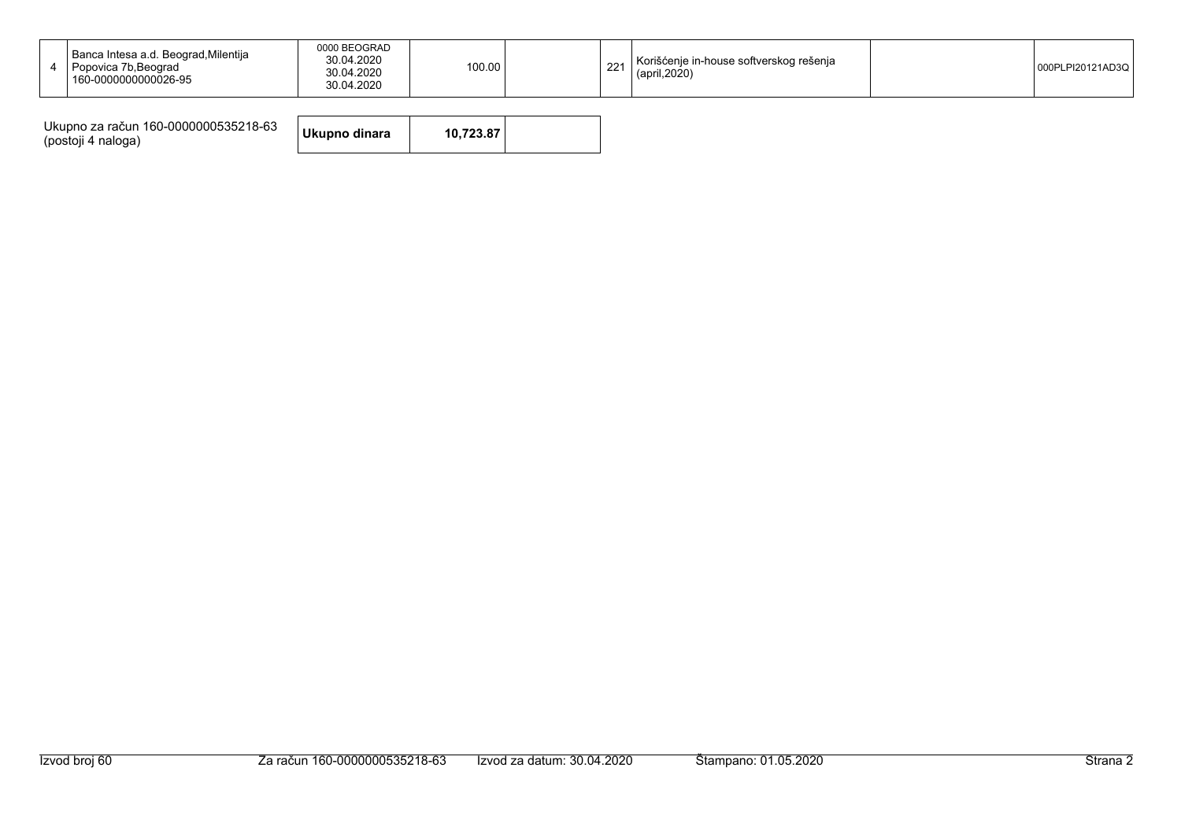| | | | | | | | | | |
|---|---|---|---|---|---|---|---|---|---|
| 4 | Banca Intesa a.d. Beograd,Milentija Popovica 7b,Beograd 160-0000000000026-95 | 0000 BEOGRAD 30.04.2020 30.04.2020 30.04.2020 | 100.00 | | 221 | Korišćenje in-house softverskog rešenja (april,2020) | | 000PLPI20121AD3Q |

| | | | |
|---|---|---|---|
| Ukupno za račun 160-0000000535218-63 (postoji 4 naloga) | **Ukupno dinara** | **10,723.87** | |